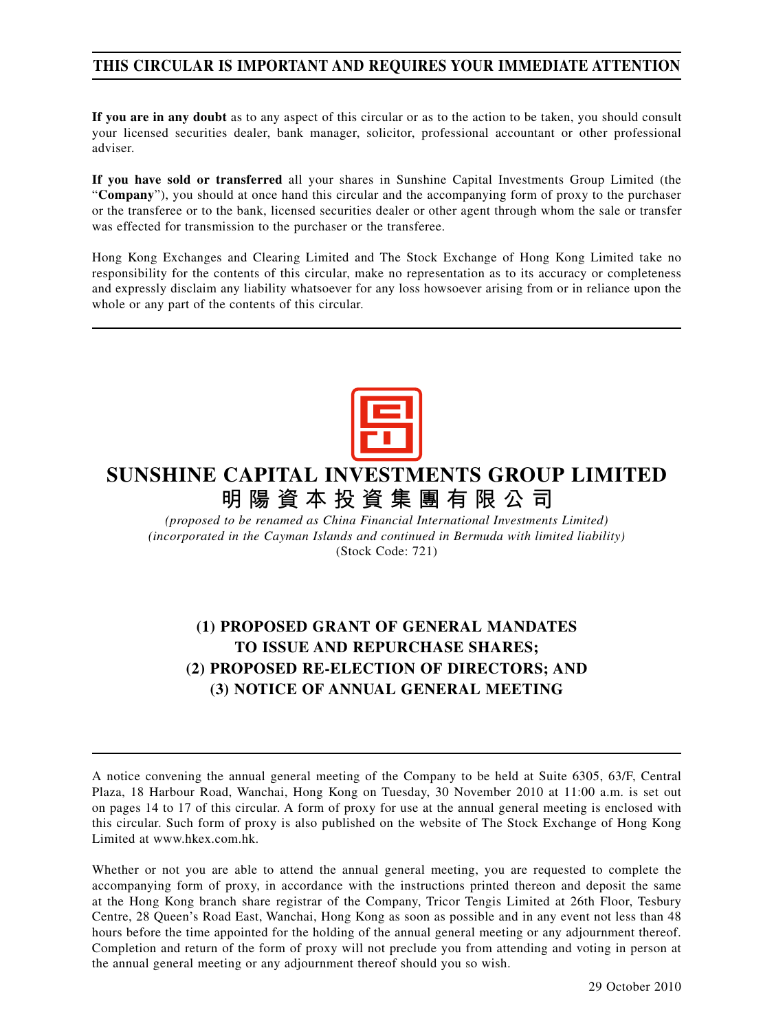**THIS CIRCULAR IS IMPORTANT AND REQUIRES YOUR IMMEDIATE ATTENTION**

**If you are in any doubt** as to any aspect of this circular or as to the action to be taken, you should consult your licensed securities dealer, bank manager, solicitor, professional accountant or other professional adviser.

**If you have sold or transferred** all your shares in Sunshine Capital Investments Group Limited (the "**Company**"), you should at once hand this circular and the accompanying form of proxy to the purchaser or the transferee or to the bank, licensed securities dealer or other agent through whom the sale or transfer was effected for transmission to the purchaser or the transferee.

Hong Kong Exchanges and Clearing Limited and The Stock Exchange of Hong Kong Limited take no responsibility for the contents of this circular, make no representation as to its accuracy or completeness and expressly disclaim any liability whatsoever for any loss howsoever arising from or in reliance upon the whole or any part of the contents of this circular.

# SUNSHINE CAPITAL INVESTMENTS GROUP LIMITED

# 明陽資本投資集團有限公司

*(proposed to be renamed as China Financial International Investments Limited)*
*(incorporated in the Cayman Islands and continued in Bermuda with limited liability)*
(Stock Code: 721)

## (1) PROPOSED GRANT OF GENERAL MANDATES TO ISSUE AND REPURCHASE SHARES; (2) PROPOSED RE-ELECTION OF DIRECTORS; AND (3) NOTICE OF ANNUAL GENERAL MEETING

A notice convening the annual general meeting of the Company to be held at Suite 6305, 63/F, Central Plaza, 18 Harbour Road, Wanchai, Hong Kong on Tuesday, 30 November 2010 at 11:00 a.m. is set out on pages 14 to 17 of this circular. A form of proxy for use at the annual general meeting is enclosed with this circular. Such form of proxy is also published on the website of The Stock Exchange of Hong Kong Limited at www.hkex.com.hk.

Whether or not you are able to attend the annual general meeting, you are requested to complete the accompanying form of proxy, in accordance with the instructions printed thereon and deposit the same at the Hong Kong branch share registrar of the Company, Tricor Tengis Limited at 26th Floor, Tesbury Centre, 28 Queen's Road East, Wanchai, Hong Kong as soon as possible and in any event not less than 48 hours before the time appointed for the holding of the annual general meeting or any adjournment thereof. Completion and return of the form of proxy will not preclude you from attending and voting in person at the annual general meeting or any adjournment thereof should you so wish.

29 October 2010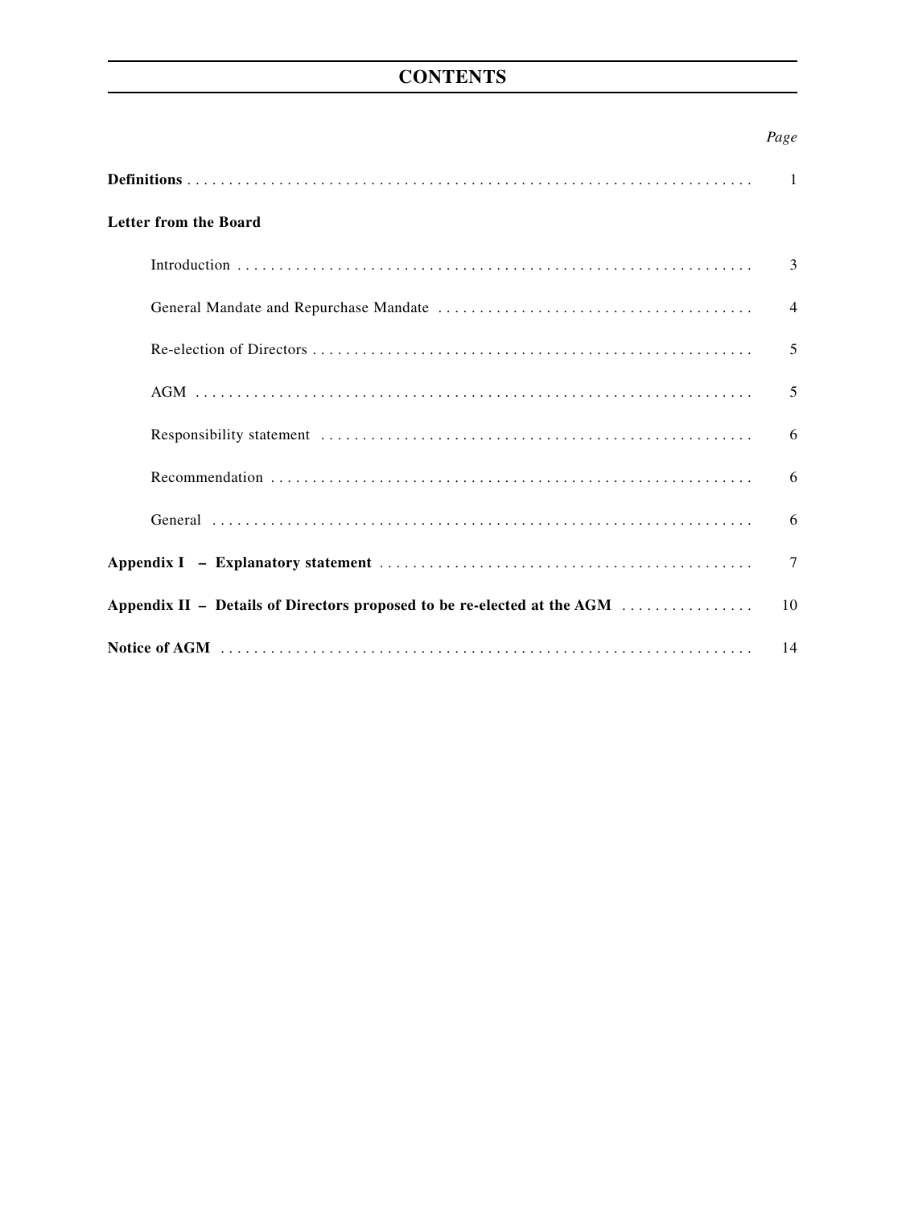# CONTENTS

| | Page |
|---|---|
| **Definitions** | 1 |
| **Letter from the Board** | |
| Introduction | 3 |
| General Mandate and Repurchase Mandate | 4 |
| Re-election of Directors | 5 |
| AGM | 5 |
| Responsibility statement | 6 |
| Recommendation | 6 |
| General | 6 |
| **Appendix I – Explanatory statement** | 7 |
| **Appendix II – Details of Directors proposed to be re-elected at the AGM** | 10 |
| **Notice of AGM** | 14 |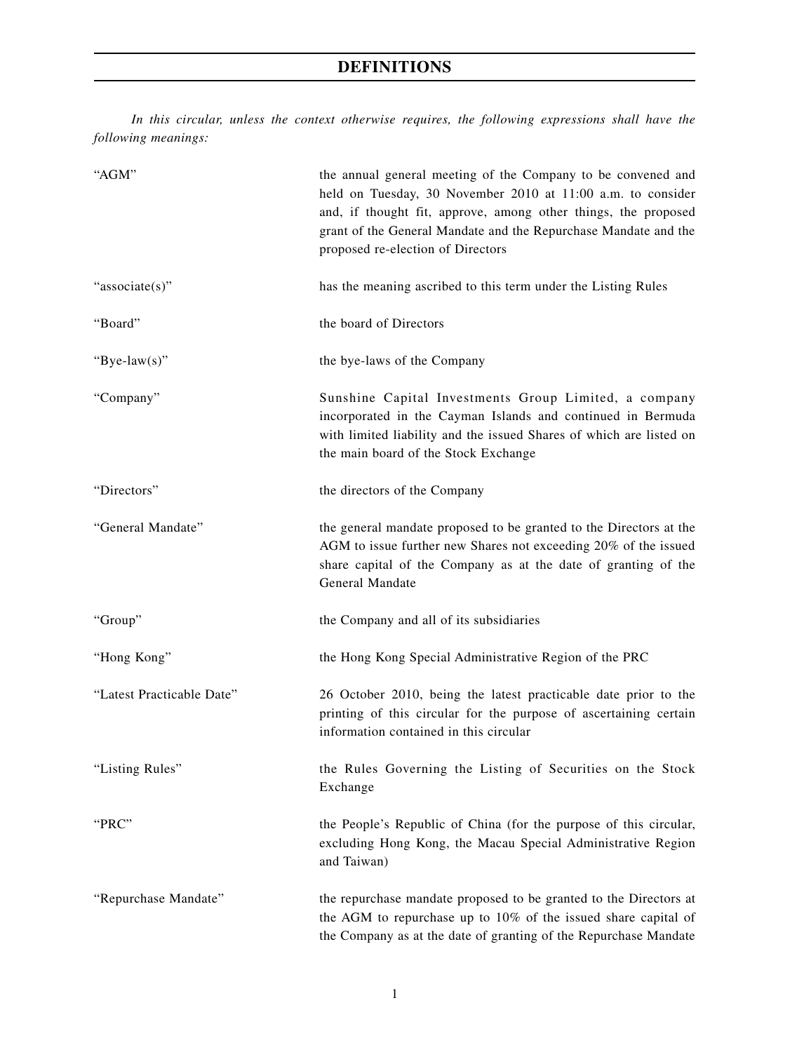# DEFINITIONS

*In this circular, unless the context otherwise requires, the following expressions shall have the following meanings:*

| | |
|---|---|
| "AGM" | the annual general meeting of the Company to be convened and held on Tuesday, 30 November 2010 at 11:00 a.m. to consider and, if thought fit, approve, among other things, the proposed grant of the General Mandate and the Repurchase Mandate and the proposed re-election of Directors |
| "associate(s)" | has the meaning ascribed to this term under the Listing Rules |
| "Board" | the board of Directors |
| "Bye-law(s)" | the bye-laws of the Company |
| "Company" | Sunshine Capital Investments Group Limited, a company incorporated in the Cayman Islands and continued in Bermuda with limited liability and the issued Shares of which are listed on the main board of the Stock Exchange |
| "Directors" | the directors of the Company |
| "General Mandate" | the general mandate proposed to be granted to the Directors at the AGM to issue further new Shares not exceeding 20% of the issued share capital of the Company as at the date of granting of the General Mandate |
| "Group" | the Company and all of its subsidiaries |
| "Hong Kong" | the Hong Kong Special Administrative Region of the PRC |
| "Latest Practicable Date" | 26 October 2010, being the latest practicable date prior to the printing of this circular for the purpose of ascertaining certain information contained in this circular |
| "Listing Rules" | the Rules Governing the Listing of Securities on the Stock Exchange |
| "PRC" | the People's Republic of China (for the purpose of this circular, excluding Hong Kong, the Macau Special Administrative Region and Taiwan) |
| "Repurchase Mandate" | the repurchase mandate proposed to be granted to the Directors at the AGM to repurchase up to 10% of the issued share capital of the Company as at the date of granting of the Repurchase Mandate |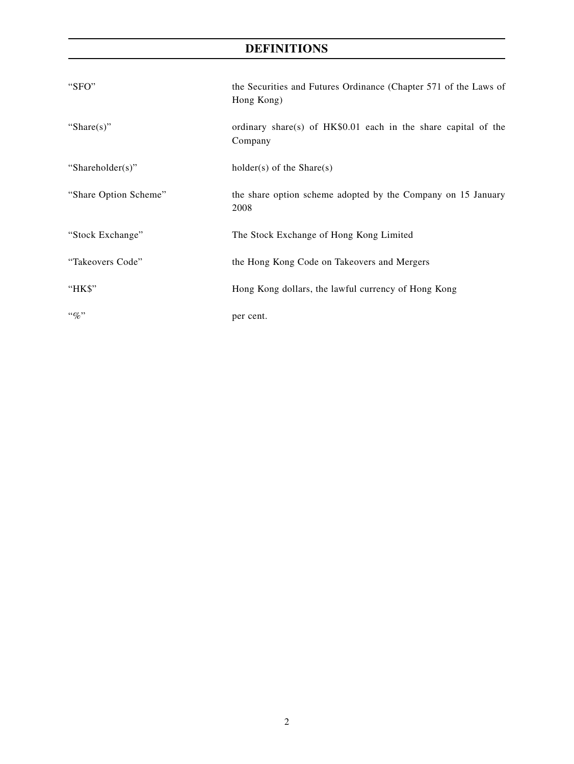# DEFINITIONS

| | |
|---|---|
| "SFO" | the Securities and Futures Ordinance (Chapter 571 of the Laws of Hong Kong) |
| "Share(s)" | ordinary share(s) of HK$0.01 each in the share capital of the Company |
| "Shareholder(s)" | holder(s) of the Share(s) |
| "Share Option Scheme" | the share option scheme adopted by the Company on 15 January 2008 |
| "Stock Exchange" | The Stock Exchange of Hong Kong Limited |
| "Takeovers Code" | the Hong Kong Code on Takeovers and Mergers |
| "HK$" | Hong Kong dollars, the lawful currency of Hong Kong |
| "%" | per cent. |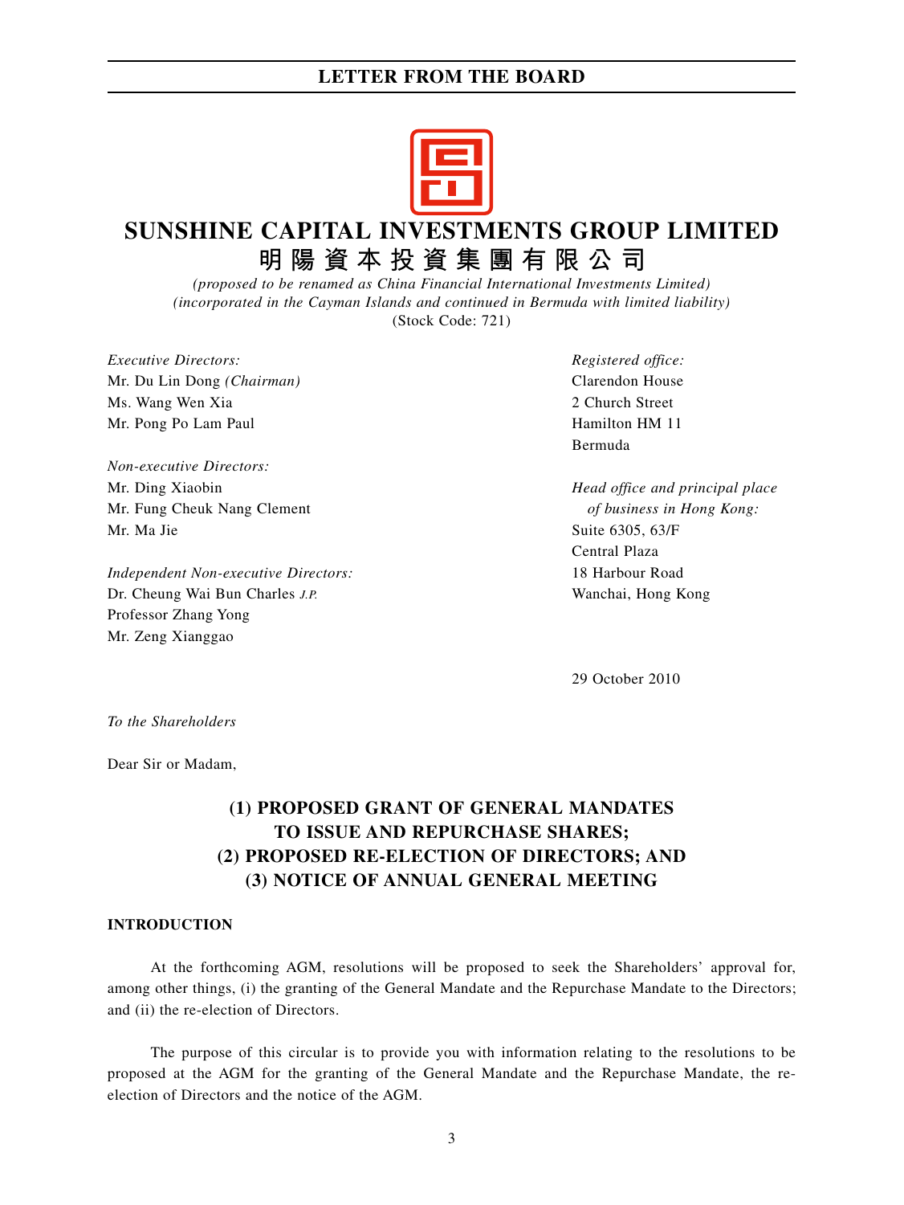# SUNSHINE CAPITAL INVESTMENTS GROUP LIMITED
# 明陽資本投資集團有限公司

*(proposed to be renamed as China Financial International Investments Limited)*
*(incorporated in the Cayman Islands and continued in Bermuda with limited liability)*
(Stock Code: 721)

*Executive Directors:*
Mr. Du Lin Dong *(Chairman)*
Ms. Wang Wen Xia
Mr. Pong Po Lam Paul

*Non-executive Directors:*
Mr. Ding Xiaobin
Mr. Fung Cheuk Nang Clement
Mr. Ma Jie

*Independent Non-executive Directors:*
Dr. Cheung Wai Bun Charles *J.P.*
Professor Zhang Yong
Mr. Zeng Xianggao

*Registered office:*
Clarendon House
2 Church Street
Hamilton HM 11
Bermuda

*Head office and principal place of business in Hong Kong:*
Suite 6305, 63/F
Central Plaza
18 Harbour Road
Wanchai, Hong Kong

29 October 2010

*To the Shareholders*

Dear Sir or Madam,

## (1) PROPOSED GRANT OF GENERAL MANDATES TO ISSUE AND REPURCHASE SHARES; (2) PROPOSED RE-ELECTION OF DIRECTORS; AND (3) NOTICE OF ANNUAL GENERAL MEETING

### INTRODUCTION

At the forthcoming AGM, resolutions will be proposed to seek the Shareholders' approval for, among other things, (i) the granting of the General Mandate and the Repurchase Mandate to the Directors; and (ii) the re-election of Directors.

The purpose of this circular is to provide you with information relating to the resolutions to be proposed at the AGM for the granting of the General Mandate and the Repurchase Mandate, the re-election of Directors and the notice of the AGM.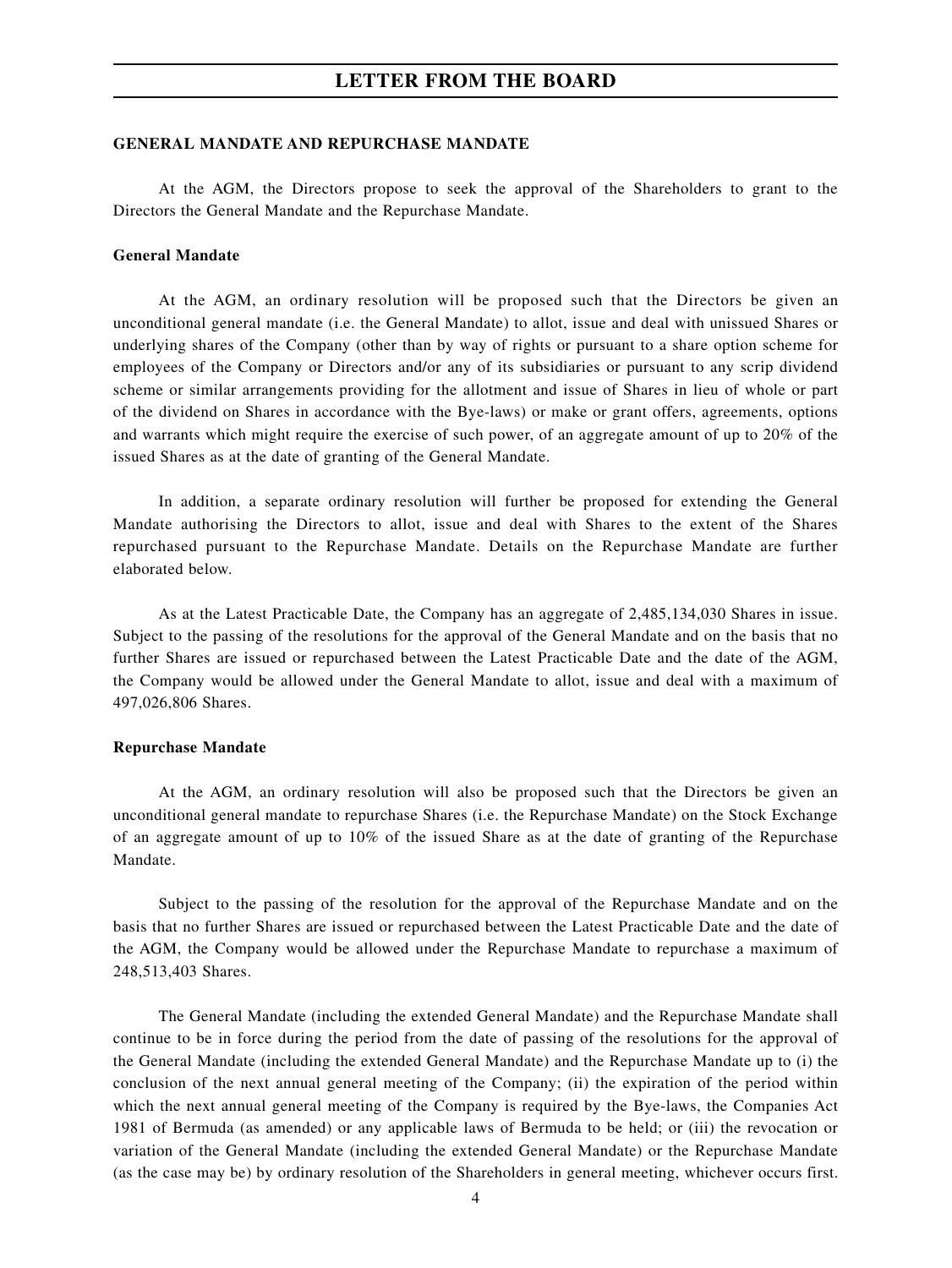## GENERAL MANDATE AND REPURCHASE MANDATE

At the AGM, the Directors propose to seek the approval of the Shareholders to grant to the Directors the General Mandate and the Repurchase Mandate.

### General Mandate

At the AGM, an ordinary resolution will be proposed such that the Directors be given an unconditional general mandate (i.e. the General Mandate) to allot, issue and deal with unissued Shares or underlying shares of the Company (other than by way of rights or pursuant to a share option scheme for employees of the Company or Directors and/or any of its subsidiaries or pursuant to any scrip dividend scheme or similar arrangements providing for the allotment and issue of Shares in lieu of whole or part of the dividend on Shares in accordance with the Bye-laws) or make or grant offers, agreements, options and warrants which might require the exercise of such power, of an aggregate amount of up to 20% of the issued Shares as at the date of granting of the General Mandate.

In addition, a separate ordinary resolution will further be proposed for extending the General Mandate authorising the Directors to allot, issue and deal with Shares to the extent of the Shares repurchased pursuant to the Repurchase Mandate. Details on the Repurchase Mandate are further elaborated below.

As at the Latest Practicable Date, the Company has an aggregate of 2,485,134,030 Shares in issue. Subject to the passing of the resolutions for the approval of the General Mandate and on the basis that no further Shares are issued or repurchased between the Latest Practicable Date and the date of the AGM, the Company would be allowed under the General Mandate to allot, issue and deal with a maximum of 497,026,806 Shares.

### Repurchase Mandate

At the AGM, an ordinary resolution will also be proposed such that the Directors be given an unconditional general mandate to repurchase Shares (i.e. the Repurchase Mandate) on the Stock Exchange of an aggregate amount of up to 10% of the issued Share as at the date of granting of the Repurchase Mandate.

Subject to the passing of the resolution for the approval of the Repurchase Mandate and on the basis that no further Shares are issued or repurchased between the Latest Practicable Date and the date of the AGM, the Company would be allowed under the Repurchase Mandate to repurchase a maximum of 248,513,403 Shares.

The General Mandate (including the extended General Mandate) and the Repurchase Mandate shall continue to be in force during the period from the date of passing of the resolutions for the approval of the General Mandate (including the extended General Mandate) and the Repurchase Mandate up to (i) the conclusion of the next annual general meeting of the Company; (ii) the expiration of the period within which the next annual general meeting of the Company is required by the Bye-laws, the Companies Act 1981 of Bermuda (as amended) or any applicable laws of Bermuda to be held; or (iii) the revocation or variation of the General Mandate (including the extended General Mandate) or the Repurchase Mandate (as the case may be) by ordinary resolution of the Shareholders in general meeting, whichever occurs first.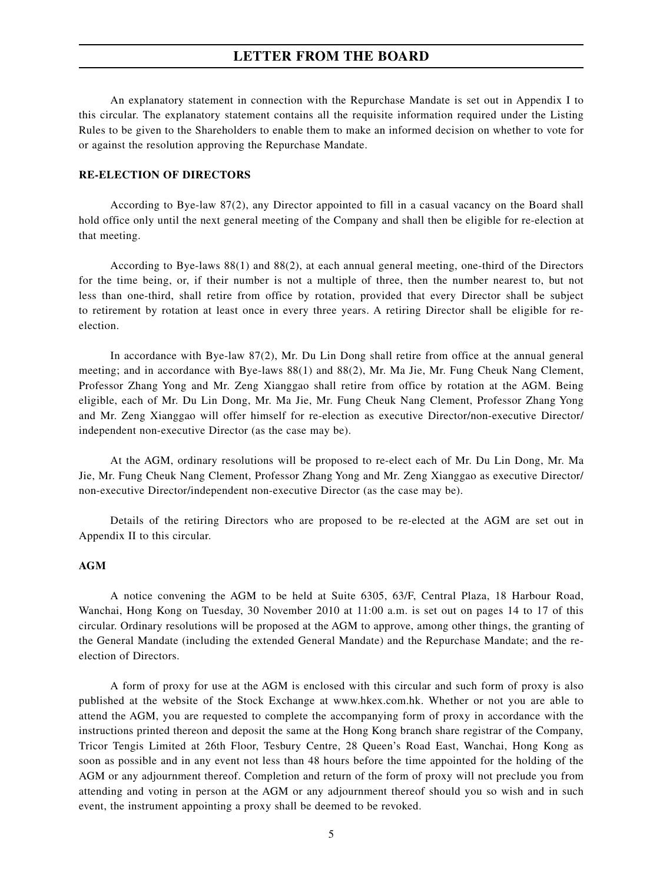An explanatory statement in connection with the Repurchase Mandate is set out in Appendix I to this circular. The explanatory statement contains all the requisite information required under the Listing Rules to be given to the Shareholders to enable them to make an informed decision on whether to vote for or against the resolution approving the Repurchase Mandate.

**RE-ELECTION OF DIRECTORS**

According to Bye-law 87(2), any Director appointed to fill in a casual vacancy on the Board shall hold office only until the next general meeting of the Company and shall then be eligible for re-election at that meeting.

According to Bye-laws 88(1) and 88(2), at each annual general meeting, one-third of the Directors for the time being, or, if their number is not a multiple of three, then the number nearest to, but not less than one-third, shall retire from office by rotation, provided that every Director shall be subject to retirement by rotation at least once in every three years. A retiring Director shall be eligible for re-election.

In accordance with Bye-law 87(2), Mr. Du Lin Dong shall retire from office at the annual general meeting; and in accordance with Bye-laws 88(1) and 88(2), Mr. Ma Jie, Mr. Fung Cheuk Nang Clement, Professor Zhang Yong and Mr. Zeng Xianggao shall retire from office by rotation at the AGM. Being eligible, each of Mr. Du Lin Dong, Mr. Ma Jie, Mr. Fung Cheuk Nang Clement, Professor Zhang Yong and Mr. Zeng Xianggao will offer himself for re-election as executive Director/non-executive Director/independent non-executive Director (as the case may be).

At the AGM, ordinary resolutions will be proposed to re-elect each of Mr. Du Lin Dong, Mr. Ma Jie, Mr. Fung Cheuk Nang Clement, Professor Zhang Yong and Mr. Zeng Xianggao as executive Director/non-executive Director/independent non-executive Director (as the case may be).

Details of the retiring Directors who are proposed to be re-elected at the AGM are set out in Appendix II to this circular.

**AGM**

A notice convening the AGM to be held at Suite 6305, 63/F, Central Plaza, 18 Harbour Road, Wanchai, Hong Kong on Tuesday, 30 November 2010 at 11:00 a.m. is set out on pages 14 to 17 of this circular. Ordinary resolutions will be proposed at the AGM to approve, among other things, the granting of the General Mandate (including the extended General Mandate) and the Repurchase Mandate; and the re-election of Directors.

A form of proxy for use at the AGM is enclosed with this circular and such form of proxy is also published at the website of the Stock Exchange at www.hkex.com.hk. Whether or not you are able to attend the AGM, you are requested to complete the accompanying form of proxy in accordance with the instructions printed thereon and deposit the same at the Hong Kong branch share registrar of the Company, Tricor Tengis Limited at 26th Floor, Tesbury Centre, 28 Queen's Road East, Wanchai, Hong Kong as soon as possible and in any event not less than 48 hours before the time appointed for the holding of the AGM or any adjournment thereof. Completion and return of the form of proxy will not preclude you from attending and voting in person at the AGM or any adjournment thereof should you so wish and in such event, the instrument appointing a proxy shall be deemed to be revoked.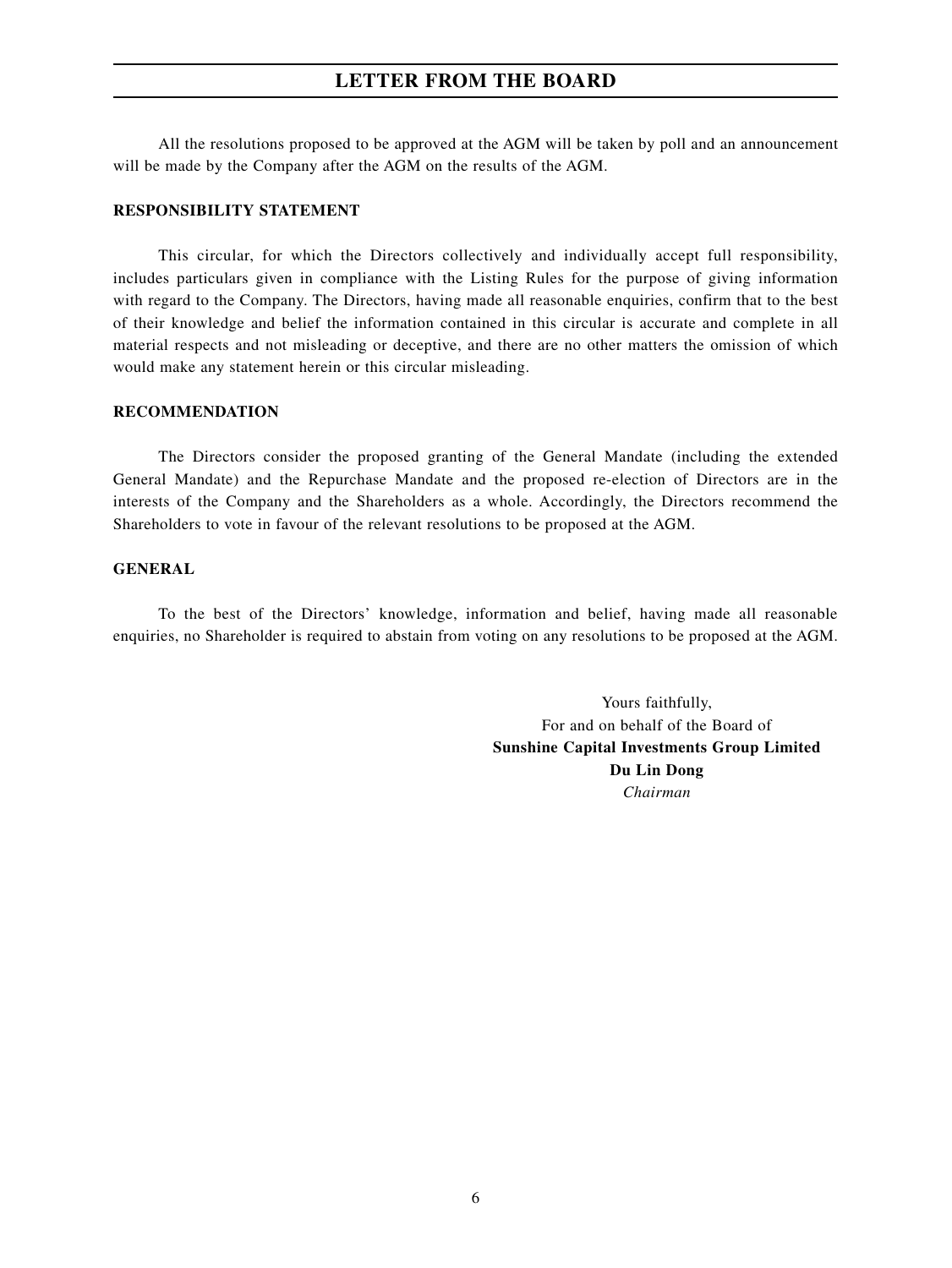All the resolutions proposed to be approved at the AGM will be taken by poll and an announcement will be made by the Company after the AGM on the results of the AGM.

**RESPONSIBILITY STATEMENT**

This circular, for which the Directors collectively and individually accept full responsibility, includes particulars given in compliance with the Listing Rules for the purpose of giving information with regard to the Company. The Directors, having made all reasonable enquiries, confirm that to the best of their knowledge and belief the information contained in this circular is accurate and complete in all material respects and not misleading or deceptive, and there are no other matters the omission of which would make any statement herein or this circular misleading.

**RECOMMENDATION**

The Directors consider the proposed granting of the General Mandate (including the extended General Mandate) and the Repurchase Mandate and the proposed re-election of Directors are in the interests of the Company and the Shareholders as a whole. Accordingly, the Directors recommend the Shareholders to vote in favour of the relevant resolutions to be proposed at the AGM.

**GENERAL**

To the best of the Directors' knowledge, information and belief, having made all reasonable enquiries, no Shareholder is required to abstain from voting on any resolutions to be proposed at the AGM.

Yours faithfully,
For and on behalf of the Board of
**Sunshine Capital Investments Group Limited**
**Du Lin Dong**
*Chairman*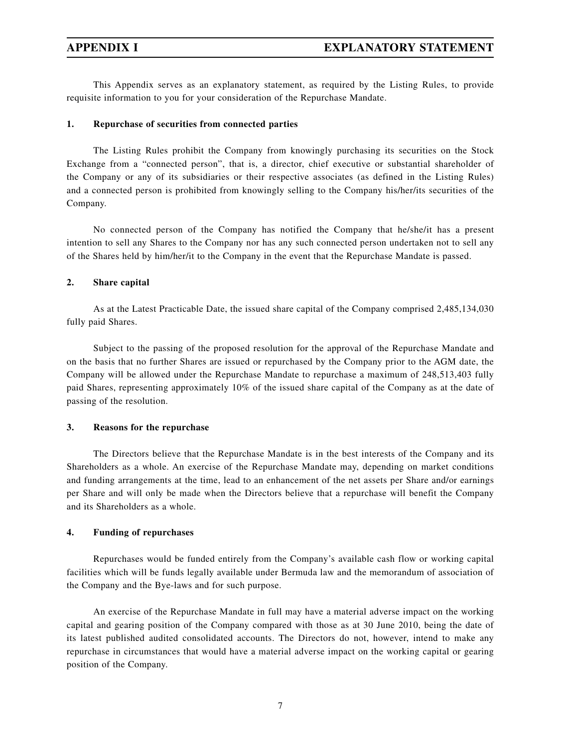# APPENDIX I EXPLANATORY STATEMENT

This Appendix serves as an explanatory statement, as required by the Listing Rules, to provide requisite information to you for your consideration of the Repurchase Mandate.

## 1. Repurchase of securities from connected parties

The Listing Rules prohibit the Company from knowingly purchasing its securities on the Stock Exchange from a "connected person", that is, a director, chief executive or substantial shareholder of the Company or any of its subsidiaries or their respective associates (as defined in the Listing Rules) and a connected person is prohibited from knowingly selling to the Company his/her/its securities of the Company.

No connected person of the Company has notified the Company that he/she/it has a present intention to sell any Shares to the Company nor has any such connected person undertaken not to sell any of the Shares held by him/her/it to the Company in the event that the Repurchase Mandate is passed.

## 2. Share capital

As at the Latest Practicable Date, the issued share capital of the Company comprised 2,485,134,030 fully paid Shares.

Subject to the passing of the proposed resolution for the approval of the Repurchase Mandate and on the basis that no further Shares are issued or repurchased by the Company prior to the AGM date, the Company will be allowed under the Repurchase Mandate to repurchase a maximum of 248,513,403 fully paid Shares, representing approximately 10% of the issued share capital of the Company as at the date of passing of the resolution.

## 3. Reasons for the repurchase

The Directors believe that the Repurchase Mandate is in the best interests of the Company and its Shareholders as a whole. An exercise of the Repurchase Mandate may, depending on market conditions and funding arrangements at the time, lead to an enhancement of the net assets per Share and/or earnings per Share and will only be made when the Directors believe that a repurchase will benefit the Company and its Shareholders as a whole.

## 4. Funding of repurchases

Repurchases would be funded entirely from the Company's available cash flow or working capital facilities which will be funds legally available under Bermuda law and the memorandum of association of the Company and the Bye-laws and for such purpose.

An exercise of the Repurchase Mandate in full may have a material adverse impact on the working capital and gearing position of the Company compared with those as at 30 June 2010, being the date of its latest published audited consolidated accounts. The Directors do not, however, intend to make any repurchase in circumstances that would have a material adverse impact on the working capital or gearing position of the Company.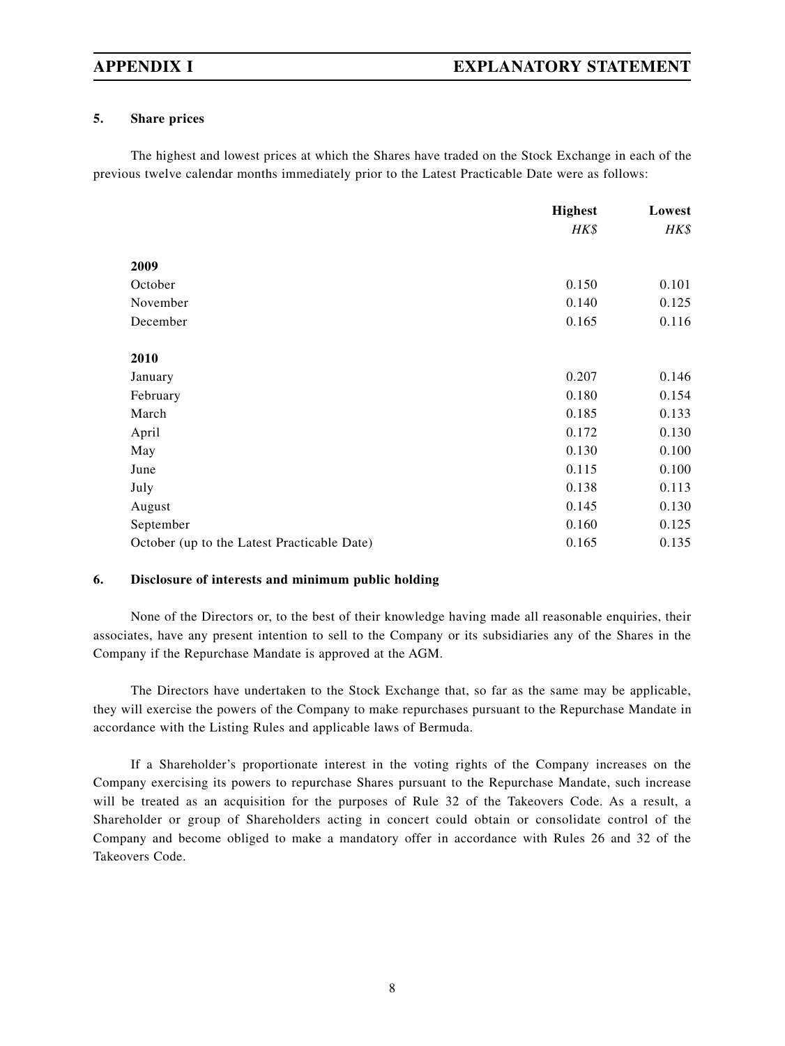### 5. Share prices

The highest and lowest prices at which the Shares have traded on the Stock Exchange in each of the previous twelve calendar months immediately prior to the Latest Practicable Date were as follows:

| | Highest | Lowest |
|---|---|---|
| | *HK$* | *HK$* |
| **2009** | | |
| October | 0.150 | 0.101 |
| November | 0.140 | 0.125 |
| December | 0.165 | 0.116 |
| **2010** | | |
| January | 0.207 | 0.146 |
| February | 0.180 | 0.154 |
| March | 0.185 | 0.133 |
| April | 0.172 | 0.130 |
| May | 0.130 | 0.100 |
| June | 0.115 | 0.100 |
| July | 0.138 | 0.113 |
| August | 0.145 | 0.130 |
| September | 0.160 | 0.125 |
| October (up to the Latest Practicable Date) | 0.165 | 0.135 |

### 6. Disclosure of interests and minimum public holding

None of the Directors or, to the best of their knowledge having made all reasonable enquiries, their associates, have any present intention to sell to the Company or its subsidiaries any of the Shares in the Company if the Repurchase Mandate is approved at the AGM.

The Directors have undertaken to the Stock Exchange that, so far as the same may be applicable, they will exercise the powers of the Company to make repurchases pursuant to the Repurchase Mandate in accordance with the Listing Rules and applicable laws of Bermuda.

If a Shareholder's proportionate interest in the voting rights of the Company increases on the Company exercising its powers to repurchase Shares pursuant to the Repurchase Mandate, such increase will be treated as an acquisition for the purposes of Rule 32 of the Takeovers Code. As a result, a Shareholder or group of Shareholders acting in concert could obtain or consolidate control of the Company and become obliged to make a mandatory offer in accordance with Rules 26 and 32 of the Takeovers Code.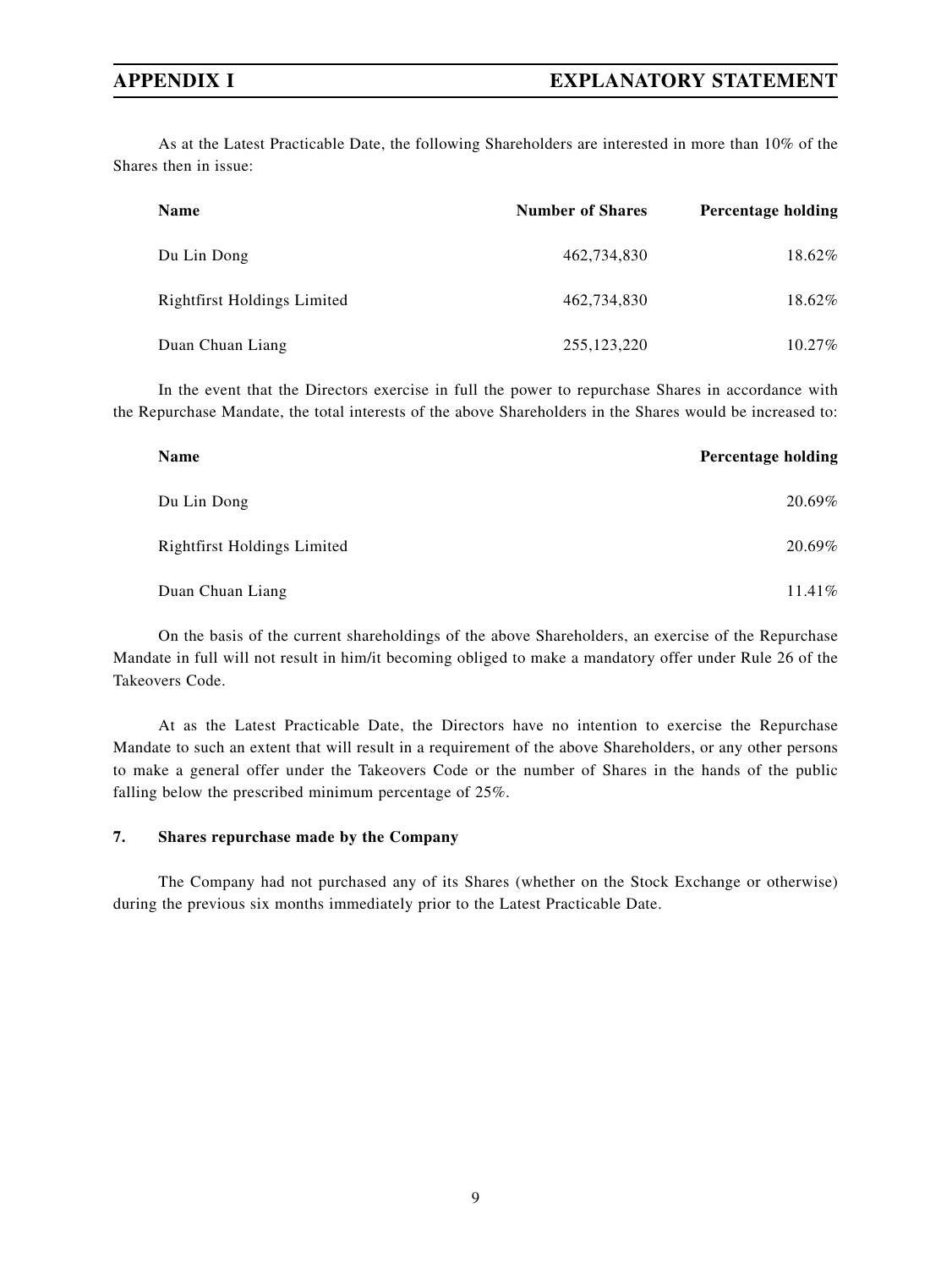As at the Latest Practicable Date, the following Shareholders are interested in more than 10% of the Shares then in issue:

| Name | Number of Shares | Percentage holding |
|---|---|---|
| Du Lin Dong | 462,734,830 | 18.62% |
| Rightfirst Holdings Limited | 462,734,830 | 18.62% |
| Duan Chuan Liang | 255,123,220 | 10.27% |

In the event that the Directors exercise in full the power to repurchase Shares in accordance with the Repurchase Mandate, the total interests of the above Shareholders in the Shares would be increased to:

| Name | Percentage holding |
|---|---|
| Du Lin Dong | 20.69% |
| Rightfirst Holdings Limited | 20.69% |
| Duan Chuan Liang | 11.41% |

On the basis of the current shareholdings of the above Shareholders, an exercise of the Repurchase Mandate in full will not result in him/it becoming obliged to make a mandatory offer under Rule 26 of the Takeovers Code.

At as the Latest Practicable Date, the Directors have no intention to exercise the Repurchase Mandate to such an extent that will result in a requirement of the above Shareholders, or any other persons to make a general offer under the Takeovers Code or the number of Shares in the hands of the public falling below the prescribed minimum percentage of 25%.

### 7. Shares repurchase made by the Company

The Company had not purchased any of its Shares (whether on the Stock Exchange or otherwise) during the previous six months immediately prior to the Latest Practicable Date.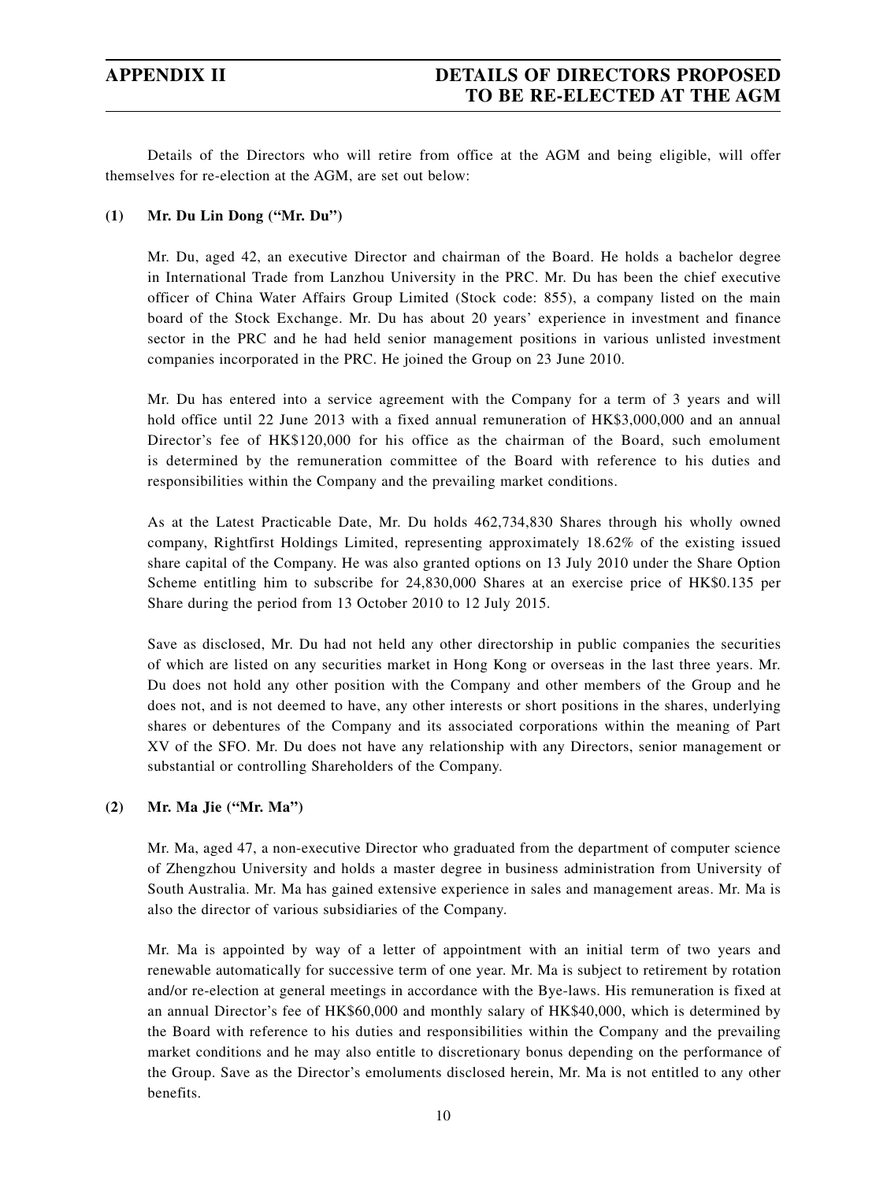Details of the Directors who will retire from office at the AGM and being eligible, will offer themselves for re-election at the AGM, are set out below:

**(1) Mr. Du Lin Dong ("Mr. Du")**

Mr. Du, aged 42, an executive Director and chairman of the Board. He holds a bachelor degree in International Trade from Lanzhou University in the PRC. Mr. Du has been the chief executive officer of China Water Affairs Group Limited (Stock code: 855), a company listed on the main board of the Stock Exchange. Mr. Du has about 20 years' experience in investment and finance sector in the PRC and he had held senior management positions in various unlisted investment companies incorporated in the PRC. He joined the Group on 23 June 2010.

Mr. Du has entered into a service agreement with the Company for a term of 3 years and will hold office until 22 June 2013 with a fixed annual remuneration of HK$3,000,000 and an annual Director's fee of HK$120,000 for his office as the chairman of the Board, such emolument is determined by the remuneration committee of the Board with reference to his duties and responsibilities within the Company and the prevailing market conditions.

As at the Latest Practicable Date, Mr. Du holds 462,734,830 Shares through his wholly owned company, Rightfirst Holdings Limited, representing approximately 18.62% of the existing issued share capital of the Company. He was also granted options on 13 July 2010 under the Share Option Scheme entitling him to subscribe for 24,830,000 Shares at an exercise price of HK$0.135 per Share during the period from 13 October 2010 to 12 July 2015.

Save as disclosed, Mr. Du had not held any other directorship in public companies the securities of which are listed on any securities market in Hong Kong or overseas in the last three years. Mr. Du does not hold any other position with the Company and other members of the Group and he does not, and is not deemed to have, any other interests or short positions in the shares, underlying shares or debentures of the Company and its associated corporations within the meaning of Part XV of the SFO. Mr. Du does not have any relationship with any Directors, senior management or substantial or controlling Shareholders of the Company.

**(2) Mr. Ma Jie ("Mr. Ma")**

Mr. Ma, aged 47, a non-executive Director who graduated from the department of computer science of Zhengzhou University and holds a master degree in business administration from University of South Australia. Mr. Ma has gained extensive experience in sales and management areas. Mr. Ma is also the director of various subsidiaries of the Company.

Mr. Ma is appointed by way of a letter of appointment with an initial term of two years and renewable automatically for successive term of one year. Mr. Ma is subject to retirement by rotation and/or re-election at general meetings in accordance with the Bye-laws. His remuneration is fixed at an annual Director's fee of HK$60,000 and monthly salary of HK$40,000, which is determined by the Board with reference to his duties and responsibilities within the Company and the prevailing market conditions and he may also entitle to discretionary bonus depending on the performance of the Group. Save as the Director's emoluments disclosed herein, Mr. Ma is not entitled to any other benefits.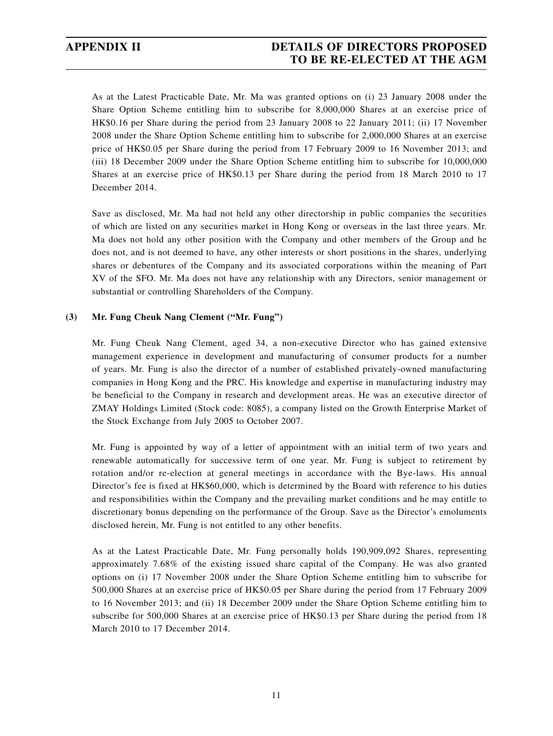As at the Latest Practicable Date, Mr. Ma was granted options on (i) 23 January 2008 under the Share Option Scheme entitling him to subscribe for 8,000,000 Shares at an exercise price of HK$0.16 per Share during the period from 23 January 2008 to 22 January 2011; (ii) 17 November 2008 under the Share Option Scheme entitling him to subscribe for 2,000,000 Shares at an exercise price of HK$0.05 per Share during the period from 17 February 2009 to 16 November 2013; and (iii) 18 December 2009 under the Share Option Scheme entitling him to subscribe for 10,000,000 Shares at an exercise price of HK$0.13 per Share during the period from 18 March 2010 to 17 December 2014.

Save as disclosed, Mr. Ma had not held any other directorship in public companies the securities of which are listed on any securities market in Hong Kong or overseas in the last three years. Mr. Ma does not hold any other position with the Company and other members of the Group and he does not, and is not deemed to have, any other interests or short positions in the shares, underlying shares or debentures of the Company and its associated corporations within the meaning of Part XV of the SFO. Mr. Ma does not have any relationship with any Directors, senior management or substantial or controlling Shareholders of the Company.

**(3) Mr. Fung Cheuk Nang Clement ("Mr. Fung")**

Mr. Fung Cheuk Nang Clement, aged 34, a non-executive Director who has gained extensive management experience in development and manufacturing of consumer products for a number of years. Mr. Fung is also the director of a number of established privately-owned manufacturing companies in Hong Kong and the PRC. His knowledge and expertise in manufacturing industry may be beneficial to the Company in research and development areas. He was an executive director of ZMAY Holdings Limited (Stock code: 8085), a company listed on the Growth Enterprise Market of the Stock Exchange from July 2005 to October 2007.

Mr. Fung is appointed by way of a letter of appointment with an initial term of two years and renewable automatically for successive term of one year. Mr. Fung is subject to retirement by rotation and/or re-election at general meetings in accordance with the Bye-laws. His annual Director's fee is fixed at HK$60,000, which is determined by the Board with reference to his duties and responsibilities within the Company and the prevailing market conditions and he may entitle to discretionary bonus depending on the performance of the Group. Save as the Director's emoluments disclosed herein, Mr. Fung is not entitled to any other benefits.

As at the Latest Practicable Date, Mr. Fung personally holds 190,909,092 Shares, representing approximately 7.68% of the existing issued share capital of the Company. He was also granted options on (i) 17 November 2008 under the Share Option Scheme entitling him to subscribe for 500,000 Shares at an exercise price of HK$0.05 per Share during the period from 17 February 2009 to 16 November 2013; and (ii) 18 December 2009 under the Share Option Scheme entitling him to subscribe for 500,000 Shares at an exercise price of HK$0.13 per Share during the period from 18 March 2010 to 17 December 2014.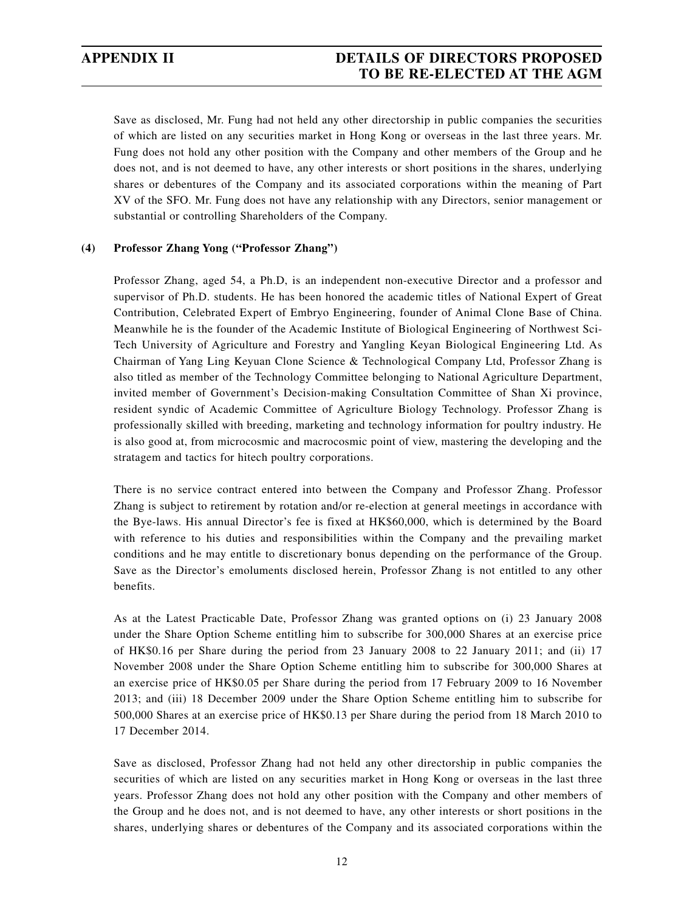Save as disclosed, Mr. Fung had not held any other directorship in public companies the securities of which are listed on any securities market in Hong Kong or overseas in the last three years. Mr. Fung does not hold any other position with the Company and other members of the Group and he does not, and is not deemed to have, any other interests or short positions in the shares, underlying shares or debentures of the Company and its associated corporations within the meaning of Part XV of the SFO. Mr. Fung does not have any relationship with any Directors, senior management or substantial or controlling Shareholders of the Company.

**(4) Professor Zhang Yong ("Professor Zhang")**

Professor Zhang, aged 54, a Ph.D, is an independent non-executive Director and a professor and supervisor of Ph.D. students. He has been honored the academic titles of National Expert of Great Contribution, Celebrated Expert of Embryo Engineering, founder of Animal Clone Base of China. Meanwhile he is the founder of the Academic Institute of Biological Engineering of Northwest Sci-Tech University of Agriculture and Forestry and Yangling Keyan Biological Engineering Ltd. As Chairman of Yang Ling Keyuan Clone Science & Technological Company Ltd, Professor Zhang is also titled as member of the Technology Committee belonging to National Agriculture Department, invited member of Government's Decision-making Consultation Committee of Shan Xi province, resident syndic of Academic Committee of Agriculture Biology Technology. Professor Zhang is professionally skilled with breeding, marketing and technology information for poultry industry. He is also good at, from microcosmic and macrocosmic point of view, mastering the developing and the stratagem and tactics for hitech poultry corporations.

There is no service contract entered into between the Company and Professor Zhang. Professor Zhang is subject to retirement by rotation and/or re-election at general meetings in accordance with the Bye-laws. His annual Director's fee is fixed at HK$60,000, which is determined by the Board with reference to his duties and responsibilities within the Company and the prevailing market conditions and he may entitle to discretionary bonus depending on the performance of the Group. Save as the Director's emoluments disclosed herein, Professor Zhang is not entitled to any other benefits.

As at the Latest Practicable Date, Professor Zhang was granted options on (i) 23 January 2008 under the Share Option Scheme entitling him to subscribe for 300,000 Shares at an exercise price of HK$0.16 per Share during the period from 23 January 2008 to 22 January 2011; and (ii) 17 November 2008 under the Share Option Scheme entitling him to subscribe for 300,000 Shares at an exercise price of HK$0.05 per Share during the period from 17 February 2009 to 16 November 2013; and (iii) 18 December 2009 under the Share Option Scheme entitling him to subscribe for 500,000 Shares at an exercise price of HK$0.13 per Share during the period from 18 March 2010 to 17 December 2014.

Save as disclosed, Professor Zhang had not held any other directorship in public companies the securities of which are listed on any securities market in Hong Kong or overseas in the last three years. Professor Zhang does not hold any other position with the Company and other members of the Group and he does not, and is not deemed to have, any other interests or short positions in the shares, underlying shares or debentures of the Company and its associated corporations within the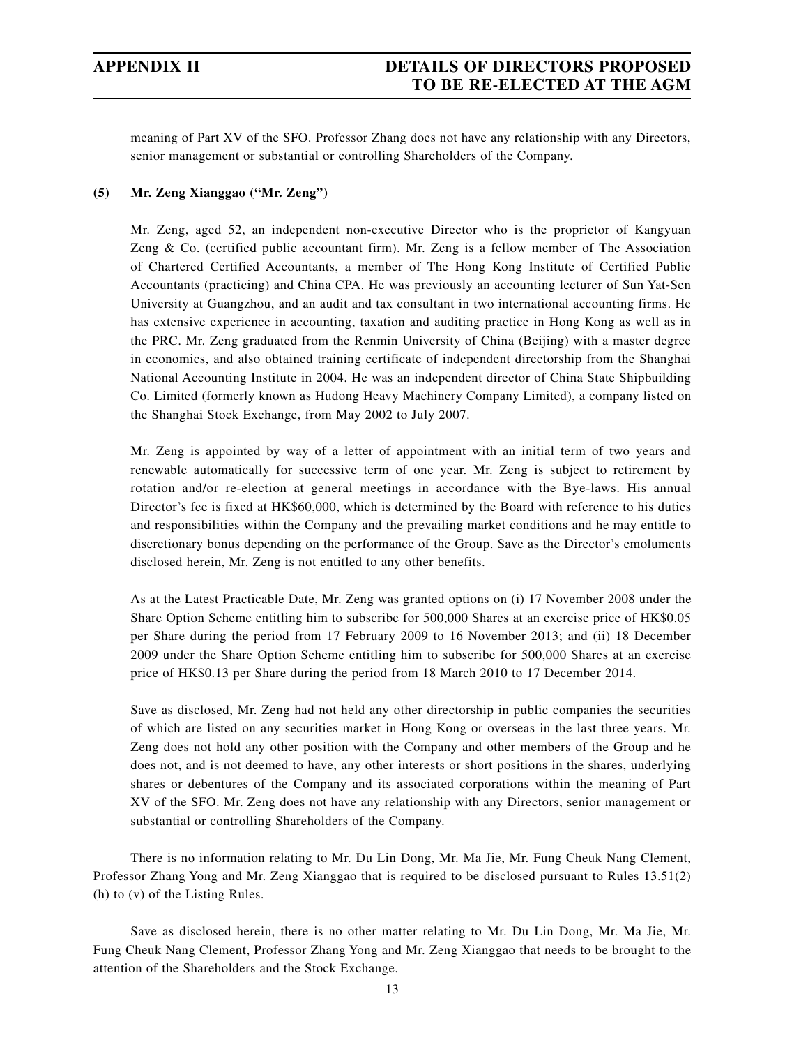meaning of Part XV of the SFO. Professor Zhang does not have any relationship with any Directors, senior management or substantial or controlling Shareholders of the Company.

**(5) Mr. Zeng Xianggao ("Mr. Zeng")**

Mr. Zeng, aged 52, an independent non-executive Director who is the proprietor of Kangyuan Zeng & Co. (certified public accountant firm). Mr. Zeng is a fellow member of The Association of Chartered Certified Accountants, a member of The Hong Kong Institute of Certified Public Accountants (practicing) and China CPA. He was previously an accounting lecturer of Sun Yat-Sen University at Guangzhou, and an audit and tax consultant in two international accounting firms. He has extensive experience in accounting, taxation and auditing practice in Hong Kong as well as in the PRC. Mr. Zeng graduated from the Renmin University of China (Beijing) with a master degree in economics, and also obtained training certificate of independent directorship from the Shanghai National Accounting Institute in 2004. He was an independent director of China State Shipbuilding Co. Limited (formerly known as Hudong Heavy Machinery Company Limited), a company listed on the Shanghai Stock Exchange, from May 2002 to July 2007.

Mr. Zeng is appointed by way of a letter of appointment with an initial term of two years and renewable automatically for successive term of one year. Mr. Zeng is subject to retirement by rotation and/or re-election at general meetings in accordance with the Bye-laws. His annual Director's fee is fixed at HK$60,000, which is determined by the Board with reference to his duties and responsibilities within the Company and the prevailing market conditions and he may entitle to discretionary bonus depending on the performance of the Group. Save as the Director's emoluments disclosed herein, Mr. Zeng is not entitled to any other benefits.

As at the Latest Practicable Date, Mr. Zeng was granted options on (i) 17 November 2008 under the Share Option Scheme entitling him to subscribe for 500,000 Shares at an exercise price of HK$0.05 per Share during the period from 17 February 2009 to 16 November 2013; and (ii) 18 December 2009 under the Share Option Scheme entitling him to subscribe for 500,000 Shares at an exercise price of HK$0.13 per Share during the period from 18 March 2010 to 17 December 2014.

Save as disclosed, Mr. Zeng had not held any other directorship in public companies the securities of which are listed on any securities market in Hong Kong or overseas in the last three years. Mr. Zeng does not hold any other position with the Company and other members of the Group and he does not, and is not deemed to have, any other interests or short positions in the shares, underlying shares or debentures of the Company and its associated corporations within the meaning of Part XV of the SFO. Mr. Zeng does not have any relationship with any Directors, senior management or substantial or controlling Shareholders of the Company.

There is no information relating to Mr. Du Lin Dong, Mr. Ma Jie, Mr. Fung Cheuk Nang Clement, Professor Zhang Yong and Mr. Zeng Xianggao that is required to be disclosed pursuant to Rules 13.51(2) (h) to (v) of the Listing Rules.

Save as disclosed herein, there is no other matter relating to Mr. Du Lin Dong, Mr. Ma Jie, Mr. Fung Cheuk Nang Clement, Professor Zhang Yong and Mr. Zeng Xianggao that needs to be brought to the attention of the Shareholders and the Stock Exchange.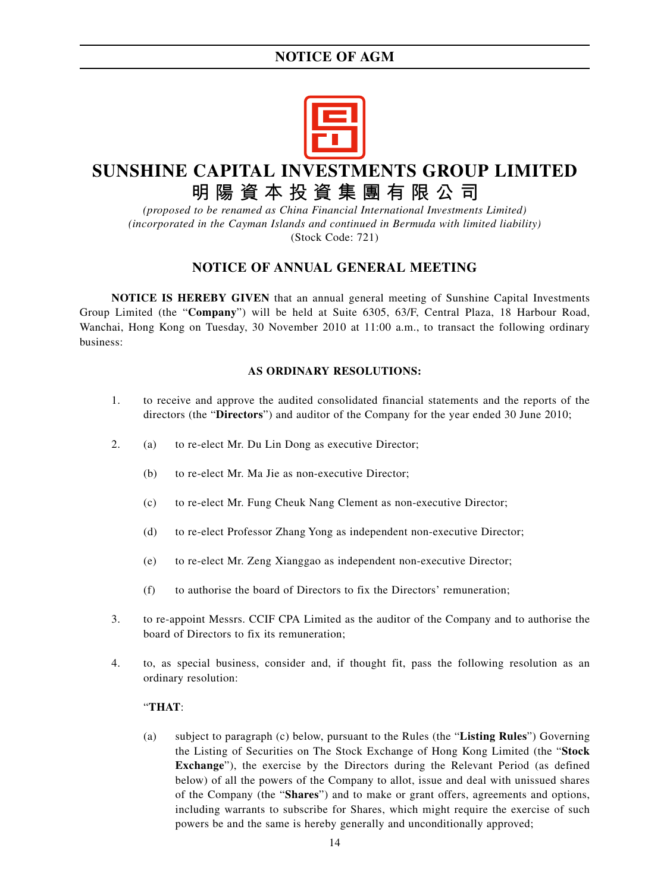# SUNSHINE CAPITAL INVESTMENTS GROUP LIMITED
# 明陽資本投資集團有限公司

*(proposed to be renamed as China Financial International Investments Limited)*
*(incorporated in the Cayman Islands and continued in Bermuda with limited liability)*
(Stock Code: 721)

## NOTICE OF ANNUAL GENERAL MEETING

**NOTICE IS HEREBY GIVEN** that an annual general meeting of Sunshine Capital Investments Group Limited (the "**Company**") will be held at Suite 6305, 63/F, Central Plaza, 18 Harbour Road, Wanchai, Hong Kong on Tuesday, 30 November 2010 at 11:00 a.m., to transact the following ordinary business:

**AS ORDINARY RESOLUTIONS:**

1. to receive and approve the audited consolidated financial statements and the reports of the directors (the "**Directors**") and auditor of the Company for the year ended 30 June 2010;

2. (a) to re-elect Mr. Du Lin Dong as executive Director;

   (b) to re-elect Mr. Ma Jie as non-executive Director;

   (c) to re-elect Mr. Fung Cheuk Nang Clement as non-executive Director;

   (d) to re-elect Professor Zhang Yong as independent non-executive Director;

   (e) to re-elect Mr. Zeng Xianggao as independent non-executive Director;

   (f) to authorise the board of Directors to fix the Directors' remuneration;

3. to re-appoint Messrs. CCIF CPA Limited as the auditor of the Company and to authorise the board of Directors to fix its remuneration;

4. to, as special business, consider and, if thought fit, pass the following resolution as an ordinary resolution:

   "**THAT**:

   (a) subject to paragraph (c) below, pursuant to the Rules (the "**Listing Rules**") Governing the Listing of Securities on The Stock Exchange of Hong Kong Limited (the "**Stock Exchange**"), the exercise by the Directors during the Relevant Period (as defined below) of all the powers of the Company to allot, issue and deal with unissued shares of the Company (the "**Shares**") and to make or grant offers, agreements and options, including warrants to subscribe for Shares, which might require the exercise of such powers be and the same is hereby generally and unconditionally approved;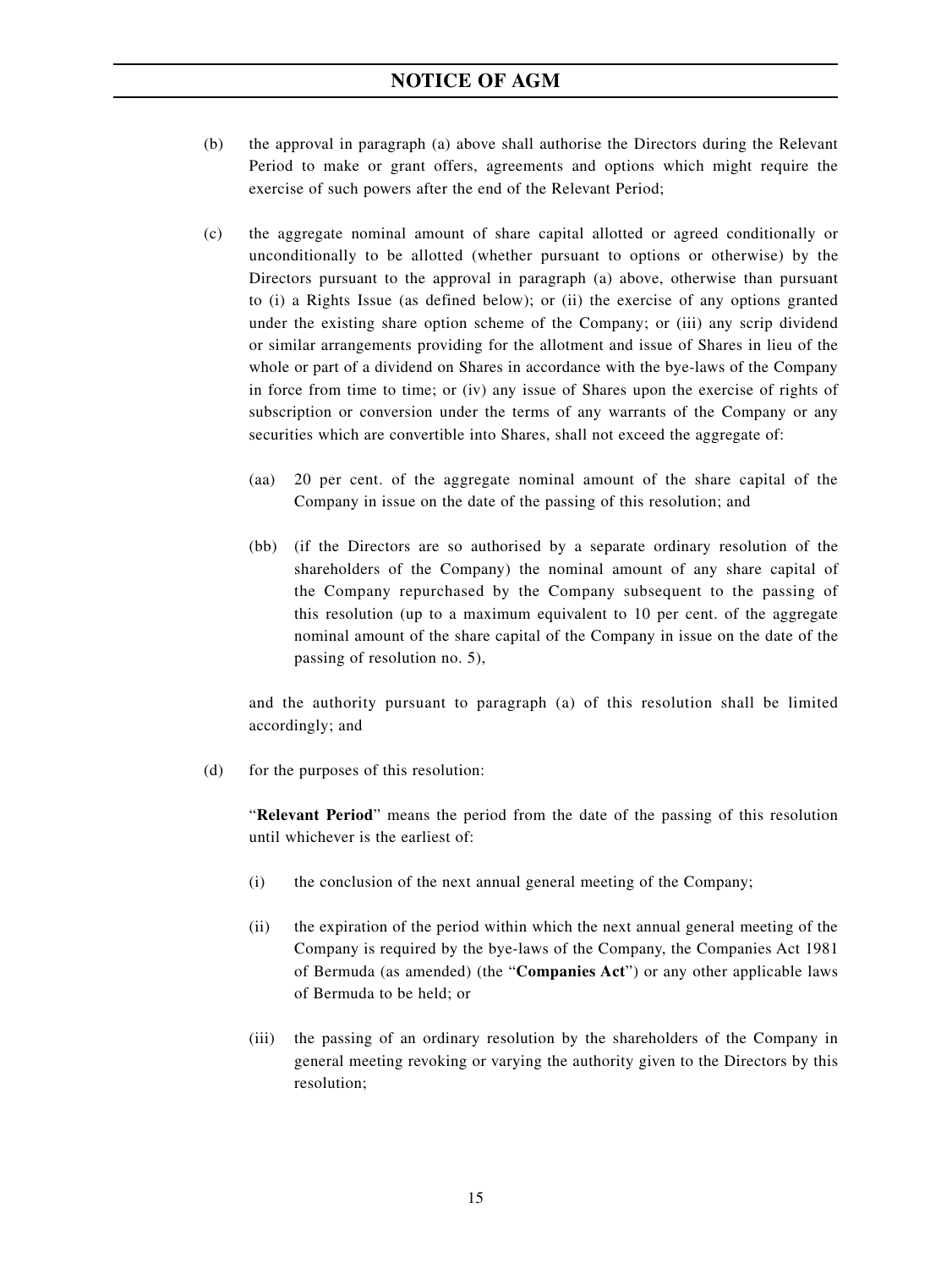(b) the approval in paragraph (a) above shall authorise the Directors during the Relevant Period to make or grant offers, agreements and options which might require the exercise of such powers after the end of the Relevant Period;

(c) the aggregate nominal amount of share capital allotted or agreed conditionally or unconditionally to be allotted (whether pursuant to options or otherwise) by the Directors pursuant to the approval in paragraph (a) above, otherwise than pursuant to (i) a Rights Issue (as defined below); or (ii) the exercise of any options granted under the existing share option scheme of the Company; or (iii) any scrip dividend or similar arrangements providing for the allotment and issue of Shares in lieu of the whole or part of a dividend on Shares in accordance with the bye-laws of the Company in force from time to time; or (iv) any issue of Shares upon the exercise of rights of subscription or conversion under the terms of any warrants of the Company or any securities which are convertible into Shares, shall not exceed the aggregate of:

(aa) 20 per cent. of the aggregate nominal amount of the share capital of the Company in issue on the date of the passing of this resolution; and

(bb) (if the Directors are so authorised by a separate ordinary resolution of the shareholders of the Company) the nominal amount of any share capital of the Company repurchased by the Company subsequent to the passing of this resolution (up to a maximum equivalent to 10 per cent. of the aggregate nominal amount of the share capital of the Company in issue on the date of the passing of resolution no. 5),

and the authority pursuant to paragraph (a) of this resolution shall be limited accordingly; and

(d) for the purposes of this resolution:

"**Relevant Period**" means the period from the date of the passing of this resolution until whichever is the earliest of:

(i) the conclusion of the next annual general meeting of the Company;

(ii) the expiration of the period within which the next annual general meeting of the Company is required by the bye-laws of the Company, the Companies Act 1981 of Bermuda (as amended) (the "**Companies Act**") or any other applicable laws of Bermuda to be held; or

(iii) the passing of an ordinary resolution by the shareholders of the Company in general meeting revoking or varying the authority given to the Directors by this resolution;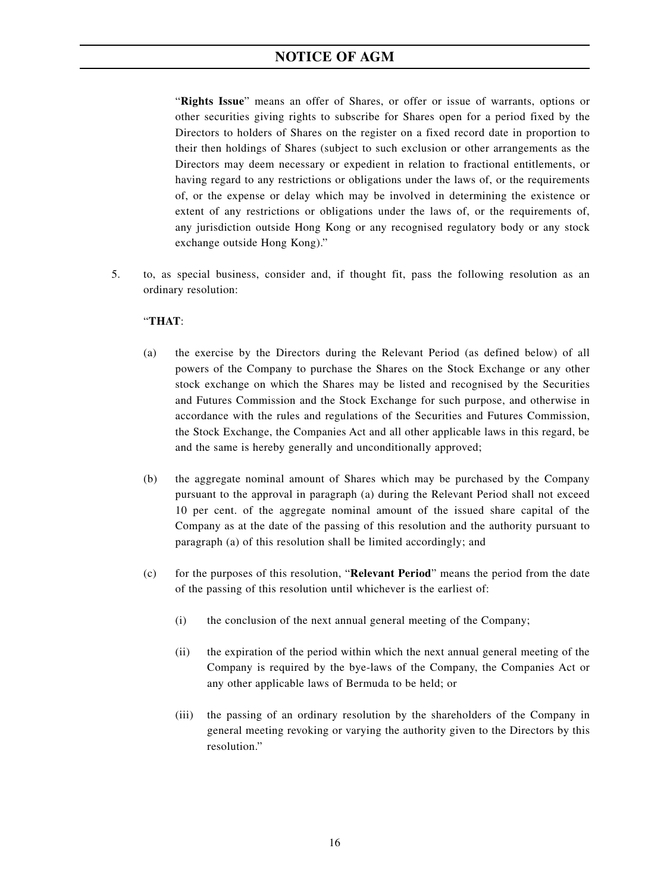"**Rights Issue**" means an offer of Shares, or offer or issue of warrants, options or other securities giving rights to subscribe for Shares open for a period fixed by the Directors to holders of Shares on the register on a fixed record date in proportion to their then holdings of Shares (subject to such exclusion or other arrangements as the Directors may deem necessary or expedient in relation to fractional entitlements, or having regard to any restrictions or obligations under the laws of, or the requirements of, or the expense or delay which may be involved in determining the existence or extent of any restrictions or obligations under the laws of, or the requirements of, any jurisdiction outside Hong Kong or any recognised regulatory body or any stock exchange outside Hong Kong)."

5. to, as special business, consider and, if thought fit, pass the following resolution as an ordinary resolution:

"**THAT**:

(a) the exercise by the Directors during the Relevant Period (as defined below) of all powers of the Company to purchase the Shares on the Stock Exchange or any other stock exchange on which the Shares may be listed and recognised by the Securities and Futures Commission and the Stock Exchange for such purpose, and otherwise in accordance with the rules and regulations of the Securities and Futures Commission, the Stock Exchange, the Companies Act and all other applicable laws in this regard, be and the same is hereby generally and unconditionally approved;

(b) the aggregate nominal amount of Shares which may be purchased by the Company pursuant to the approval in paragraph (a) during the Relevant Period shall not exceed 10 per cent. of the aggregate nominal amount of the issued share capital of the Company as at the date of the passing of this resolution and the authority pursuant to paragraph (a) of this resolution shall be limited accordingly; and

(c) for the purposes of this resolution, "**Relevant Period**" means the period from the date of the passing of this resolution until whichever is the earliest of:

   (i) the conclusion of the next annual general meeting of the Company;

   (ii) the expiration of the period within which the next annual general meeting of the Company is required by the bye-laws of the Company, the Companies Act or any other applicable laws of Bermuda to be held; or

   (iii) the passing of an ordinary resolution by the shareholders of the Company in general meeting revoking or varying the authority given to the Directors by this resolution."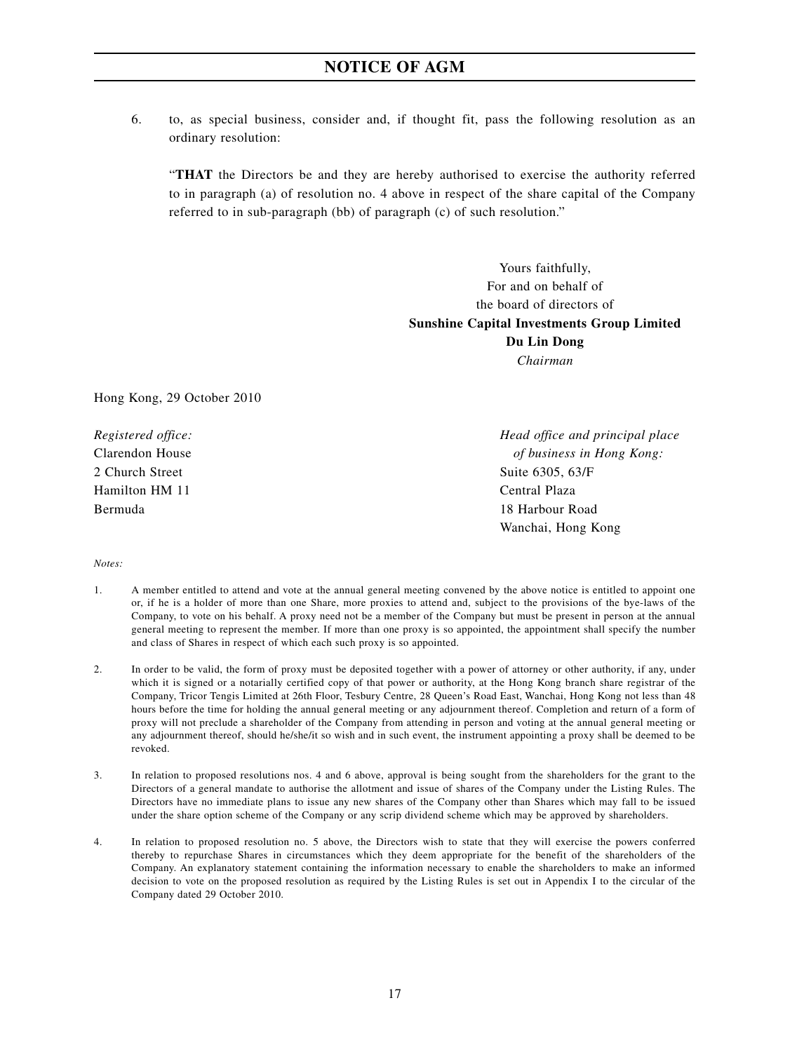6. to, as special business, consider and, if thought fit, pass the following resolution as an ordinary resolution:

 "**THAT** the Directors be and they are hereby authorised to exercise the authority referred to in paragraph (a) of resolution no. 4 above in respect of the share capital of the Company referred to in sub-paragraph (bb) of paragraph (c) of such resolution."

Yours faithfully,
For and on behalf of
the board of directors of
**Sunshine Capital Investments Group Limited**
**Du Lin Dong**
*Chairman*

Hong Kong, 29 October 2010

*Registered office:*
Clarendon House
2 Church Street
Hamilton HM 11
Bermuda

*Head office and principal place of business in Hong Kong:*
Suite 6305, 63/F
Central Plaza
18 Harbour Road
Wanchai, Hong Kong

*Notes:*

1. A member entitled to attend and vote at the annual general meeting convened by the above notice is entitled to appoint one or, if he is a holder of more than one Share, more proxies to attend and, subject to the provisions of the bye-laws of the Company, to vote on his behalf. A proxy need not be a member of the Company but must be present in person at the annual general meeting to represent the member. If more than one proxy is so appointed, the appointment shall specify the number and class of Shares in respect of which each such proxy is so appointed.

2. In order to be valid, the form of proxy must be deposited together with a power of attorney or other authority, if any, under which it is signed or a notarially certified copy of that power or authority, at the Hong Kong branch share registrar of the Company, Tricor Tengis Limited at 26th Floor, Tesbury Centre, 28 Queen's Road East, Wanchai, Hong Kong not less than 48 hours before the time for holding the annual general meeting or any adjournment thereof. Completion and return of a form of proxy will not preclude a shareholder of the Company from attending in person and voting at the annual general meeting or any adjournment thereof, should he/she/it so wish and in such event, the instrument appointing a proxy shall be deemed to be revoked.

3. In relation to proposed resolutions nos. 4 and 6 above, approval is being sought from the shareholders for the grant to the Directors of a general mandate to authorise the allotment and issue of shares of the Company under the Listing Rules. The Directors have no immediate plans to issue any new shares of the Company other than Shares which may fall to be issued under the share option scheme of the Company or any scrip dividend scheme which may be approved by shareholders.

4. In relation to proposed resolution no. 5 above, the Directors wish to state that they will exercise the powers conferred thereby to repurchase Shares in circumstances which they deem appropriate for the benefit of the shareholders of the Company. An explanatory statement containing the information necessary to enable the shareholders to make an informed decision to vote on the proposed resolution as required by the Listing Rules is set out in Appendix I to the circular of the Company dated 29 October 2010.